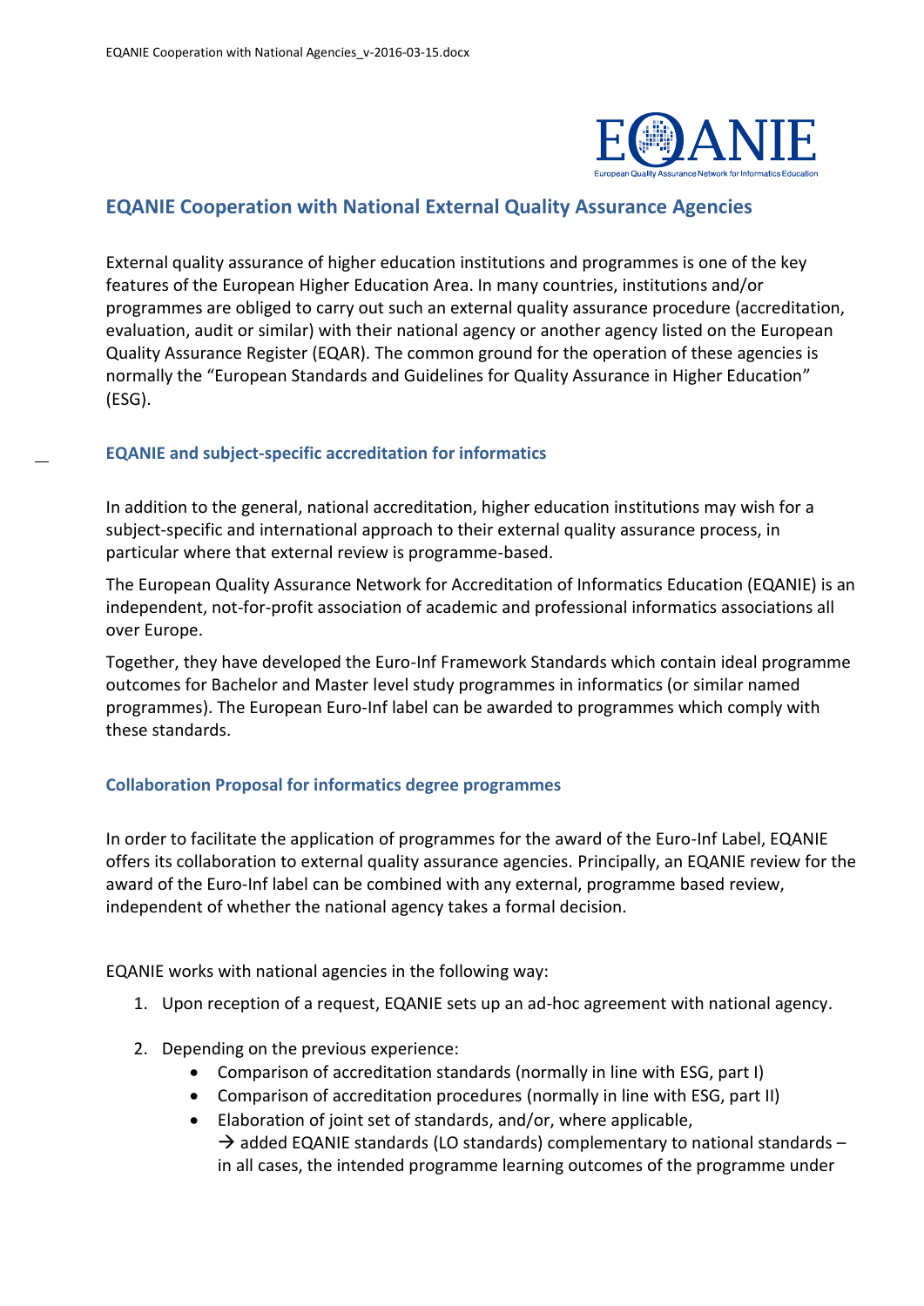## EQANIE Cooperation with National External Quality Assurance Agencies

External quality assurance of higher education institutions and programmes is one of the key features of the European Higher Education Area. In many countries, institutions and/or programmes are obliged to carry out such an external quality assurance procedure (accreditation, evaluation, audit or similar) with their national agency or another agency listed on the European Quality Assurance Register (EQAR). The common ground for the operation of these agencies is normally the "European Standards and Guidelines for Quality Assurance in Higher Education" (ESG).

### EQANIE and subject-specific accreditation for informatics

In addition to the general, national accreditation, higher education institutions may wish for a subject-specific and international approach to their external quality assurance process, in particular where that external review is programme-based.

The European Quality Assurance Network for Accreditation of Informatics Education (EQANIE) is an independent, not-for-profit association of academic and professional informatics associations all over Europe.

Together, they have developed the Euro-Inf Framework Standards which contain ideal programme outcomes for Bachelor and Master level study programmes in informatics (or similar named programmes). The European Euro-Inf label can be awarded to programmes which comply with these standards.

### Collaboration Proposal for informatics degree programmes

In order to facilitate the application of programmes for the award of the Euro-Inf Label, EQANIE offers its collaboration to external quality assurance agencies. Principally, an EQANIE review for the award of the Euro-Inf label can be combined with any external, programme based review, independent of whether the national agency takes a formal decision.

EQANIE works with national agencies in the following way:

1. Upon reception of a request, EQANIE sets up an ad-hoc agreement with national agency.
2. Depending on the previous experience:
   - Comparison of accreditation standards (normally in line with ESG, part I)
   - Comparison of accreditation procedures (normally in line with ESG, part II)
   - Elaboration of joint set of standards, and/or, where applicable,
     → added EQANIE standards (LO standards) complementary to national standards – in all cases, the intended programme learning outcomes of the programme under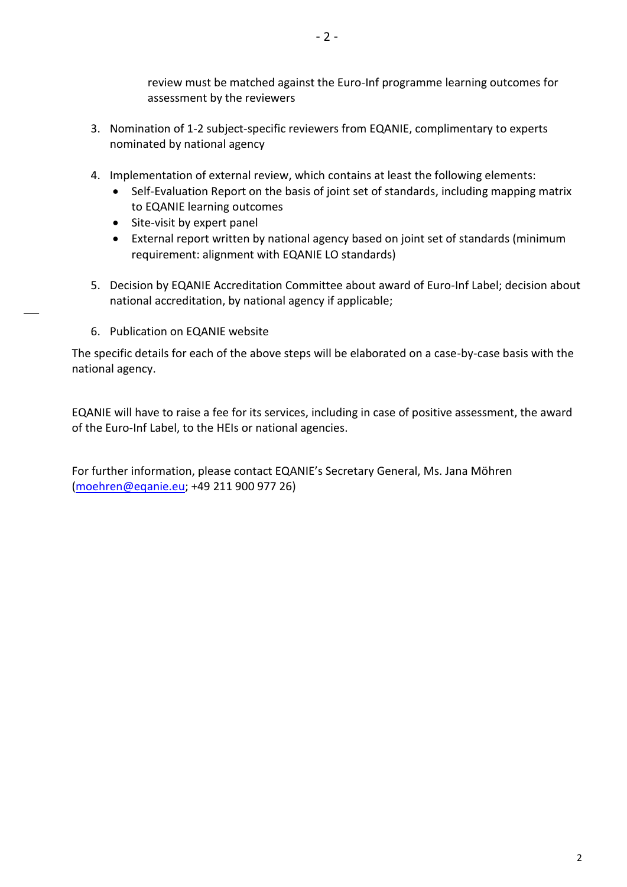review must be matched against the Euro-Inf programme learning outcomes for assessment by the reviewers

3. Nomination of 1-2 subject-specific reviewers from EQANIE, complimentary to experts nominated by national agency

4. Implementation of external review, which contains at least the following elements:
   - Self-Evaluation Report on the basis of joint set of standards, including mapping matrix to EQANIE learning outcomes
   - Site-visit by expert panel
   - External report written by national agency based on joint set of standards (minimum requirement: alignment with EQANIE LO standards)

5. Decision by EQANIE Accreditation Committee about award of Euro-Inf Label; decision about national accreditation, by national agency if applicable;

6. Publication on EQANIE website

The specific details for each of the above steps will be elaborated on a case-by-case basis with the national agency.

EQANIE will have to raise a fee for its services, including in case of positive assessment, the award of the Euro-Inf Label, to the HEIs or national agencies.

For further information, please contact EQANIE's Secretary General, Ms. Jana Möhren (moehren@eqanie.eu; +49 211 900 977 26)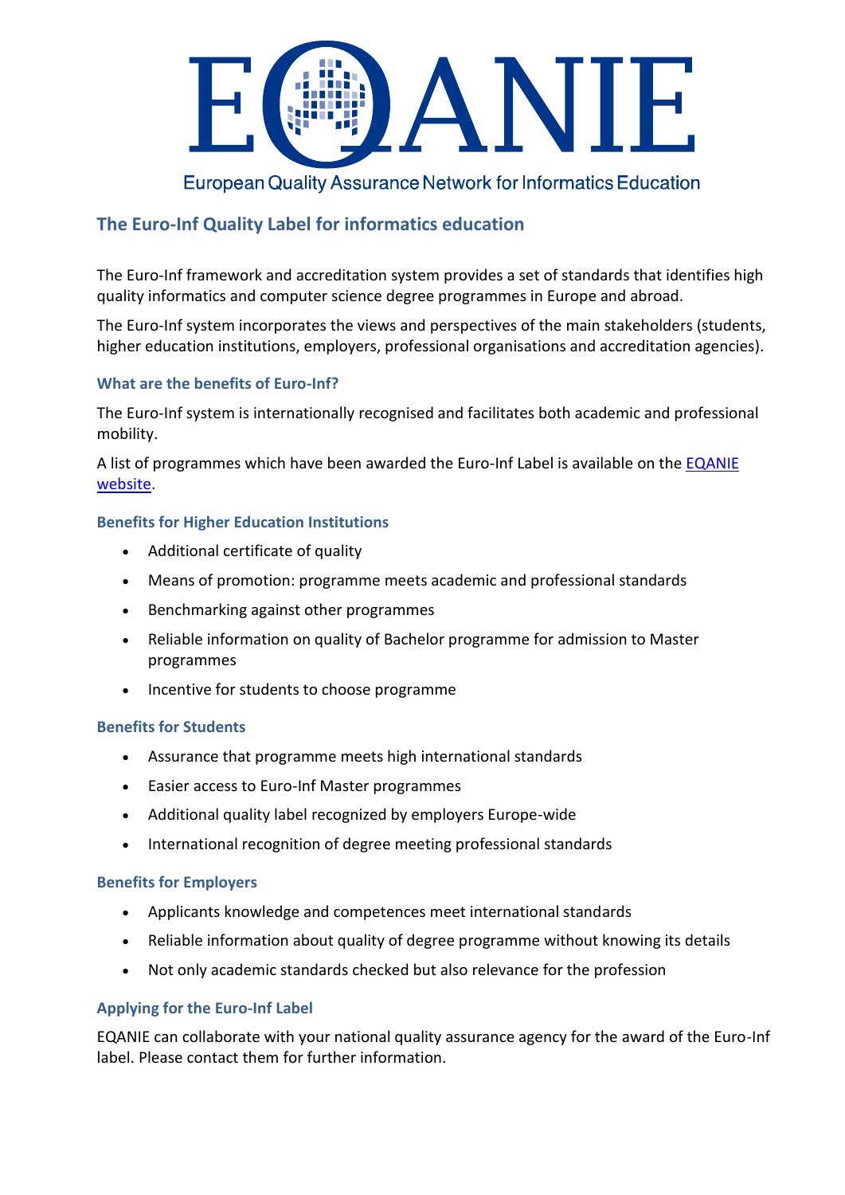# EQANIE

European Quality Assurance Network for Informatics Education

## The Euro-Inf Quality Label for informatics education

The Euro-Inf framework and accreditation system provides a set of standards that identifies high quality informatics and computer science degree programmes in Europe and abroad.

The Euro-Inf system incorporates the views and perspectives of the main stakeholders (students, higher education institutions, employers, professional organisations and accreditation agencies).

### What are the benefits of Euro-Inf?

The Euro-Inf system is internationally recognised and facilitates both academic and professional mobility.

A list of programmes which have been awarded the Euro-Inf Label is available on the EQANIE website.

### Benefits for Higher Education Institutions

- Additional certificate of quality
- Means of promotion: programme meets academic and professional standards
- Benchmarking against other programmes
- Reliable information on quality of Bachelor programme for admission to Master programmes
- Incentive for students to choose programme

### Benefits for Students

- Assurance that programme meets high international standards
- Easier access to Euro-Inf Master programmes
- Additional quality label recognized by employers Europe-wide
- International recognition of degree meeting professional standards

### Benefits for Employers

- Applicants knowledge and competences meet international standards
- Reliable information about quality of degree programme without knowing its details
- Not only academic standards checked but also relevance for the profession

### Applying for the Euro-Inf Label

EQANIE can collaborate with your national quality assurance agency for the award of the Euro-Inf label. Please contact them for further information.